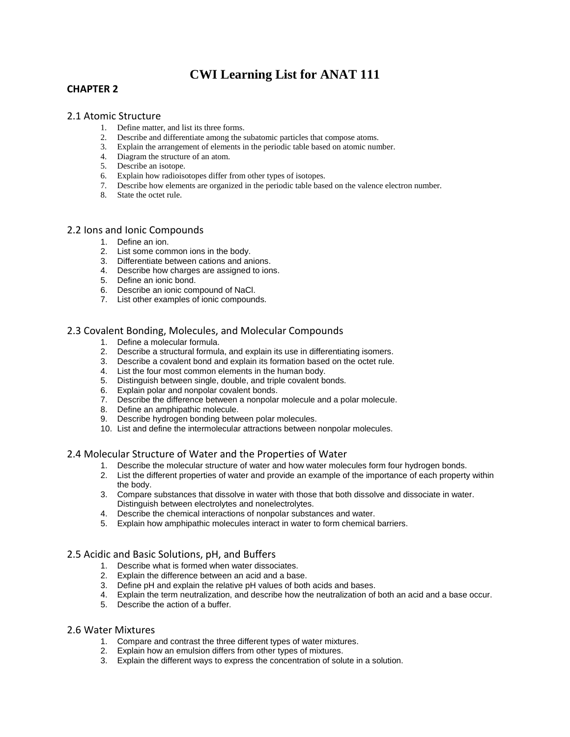# CWI Learning List for ANAT 111

## CHAPTER 2

### 2.1 Atomic Structure

1. Define matter, and list its three forms.
2. Describe and differentiate among the subatomic particles that compose atoms.
3. Explain the arrangement of elements in the periodic table based on atomic number.
4. Diagram the structure of an atom.
5. Describe an isotope.
6. Explain how radioisotopes differ from other types of isotopes.
7. Describe how elements are organized in the periodic table based on the valence electron number.
8. State the octet rule.

### 2.2 Ions and Ionic Compounds

1. Define an ion.
2. List some common ions in the body.
3. Differentiate between cations and anions.
4. Describe how charges are assigned to ions.
5. Define an ionic bond.
6. Describe an ionic compound of NaCl.
7. List other examples of ionic compounds.

### 2.3 Covalent Bonding, Molecules, and Molecular Compounds

1. Define a molecular formula.
2. Describe a structural formula, and explain its use in differentiating isomers.
3. Describe a covalent bond and explain its formation based on the octet rule.
4. List the four most common elements in the human body.
5. Distinguish between single, double, and triple covalent bonds.
6. Explain polar and nonpolar covalent bonds.
7. Describe the difference between a nonpolar molecule and a polar molecule.
8. Define an amphipathic molecule.
9. Describe hydrogen bonding between polar molecules.
10. List and define the intermolecular attractions between nonpolar molecules.

### 2.4 Molecular Structure of Water and the Properties of Water

1. Describe the molecular structure of water and how water molecules form four hydrogen bonds.
2. List the different properties of water and provide an example of the importance of each property within the body.
3. Compare substances that dissolve in water with those that both dissolve and dissociate in water. Distinguish between electrolytes and nonelectrolytes.
4. Describe the chemical interactions of nonpolar substances and water.
5. Explain how amphipathic molecules interact in water to form chemical barriers.

### 2.5 Acidic and Basic Solutions, pH, and Buffers

1. Describe what is formed when water dissociates.
2. Explain the difference between an acid and a base.
3. Define pH and explain the relative pH values of both acids and bases.
4. Explain the term neutralization, and describe how the neutralization of both an acid and a base occur.
5. Describe the action of a buffer.

### 2.6 Water Mixtures

1. Compare and contrast the three different types of water mixtures.
2. Explain how an emulsion differs from other types of mixtures.
3. Explain the different ways to express the concentration of solute in a solution.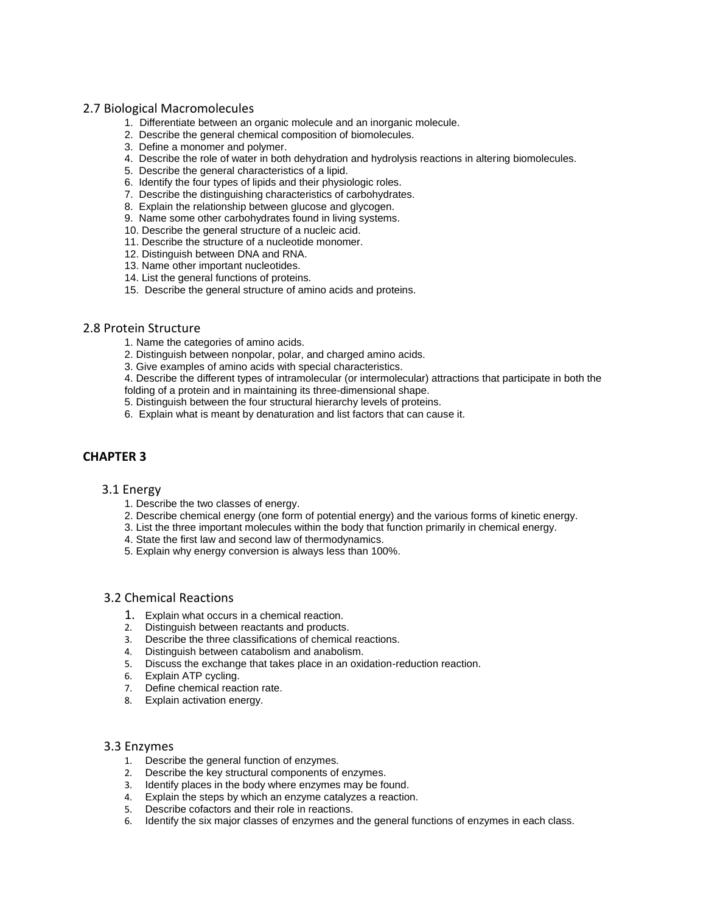## 2.7 Biological Macromolecules

1. Differentiate between an organic molecule and an inorganic molecule.
2. Describe the general chemical composition of biomolecules.
3. Define a monomer and polymer.
4. Describe the role of water in both dehydration and hydrolysis reactions in altering biomolecules.
5. Describe the general characteristics of a lipid.
6. Identify the four types of lipids and their physiologic roles.
7. Describe the distinguishing characteristics of carbohydrates.
8. Explain the relationship between glucose and glycogen.
9. Name some other carbohydrates found in living systems.
10. Describe the general structure of a nucleic acid.
11. Describe the structure of a nucleotide monomer.
12. Distinguish between DNA and RNA.
13. Name other important nucleotides.
14. List the general functions of proteins.
15. Describe the general structure of amino acids and proteins.

## 2.8 Protein Structure

1. Name the categories of amino acids.
2. Distinguish between nonpolar, polar, and charged amino acids.
3. Give examples of amino acids with special characteristics.
4. Describe the different types of intramolecular (or intermolecular) attractions that participate in both the folding of a protein and in maintaining its three-dimensional shape.
5. Distinguish between the four structural hierarchy levels of proteins.
6. Explain what is meant by denaturation and list factors that can cause it.

# CHAPTER 3

## 3.1 Energy

1. Describe the two classes of energy.
2. Describe chemical energy (one form of potential energy) and the various forms of kinetic energy.
3. List the three important molecules within the body that function primarily in chemical energy.
4. State the first law and second law of thermodynamics.
5. Explain why energy conversion is always less than 100%.

## 3.2 Chemical Reactions

1. Explain what occurs in a chemical reaction.
2. Distinguish between reactants and products.
3. Describe the three classifications of chemical reactions.
4. Distinguish between catabolism and anabolism.
5. Discuss the exchange that takes place in an oxidation-reduction reaction.
6. Explain ATP cycling.
7. Define chemical reaction rate.
8. Explain activation energy.

## 3.3 Enzymes

1. Describe the general function of enzymes.
2. Describe the key structural components of enzymes.
3. Identify places in the body where enzymes may be found.
4. Explain the steps by which an enzyme catalyzes a reaction.
5. Describe cofactors and their role in reactions.
6. Identify the six major classes of enzymes and the general functions of enzymes in each class.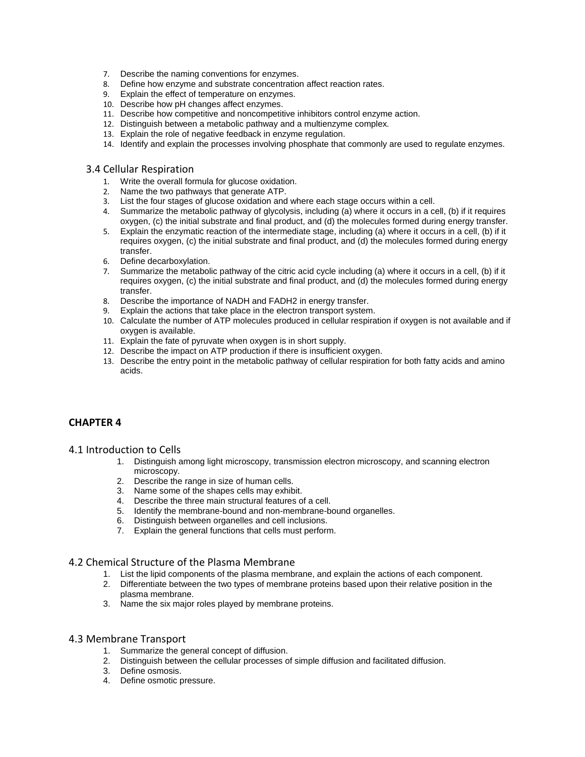7. Describe the naming conventions for enzymes.
8. Define how enzyme and substrate concentration affect reaction rates.
9. Explain the effect of temperature on enzymes.
10. Describe how pH changes affect enzymes.
11. Describe how competitive and noncompetitive inhibitors control enzyme action.
12. Distinguish between a metabolic pathway and a multienzyme complex.
13. Explain the role of negative feedback in enzyme regulation.
14. Identify and explain the processes involving phosphate that commonly are used to regulate enzymes.

### 3.4 Cellular Respiration

1. Write the overall formula for glucose oxidation.
2. Name the two pathways that generate ATP.
3. List the four stages of glucose oxidation and where each stage occurs within a cell.
4. Summarize the metabolic pathway of glycolysis, including (a) where it occurs in a cell, (b) if it requires oxygen, (c) the initial substrate and final product, and (d) the molecules formed during energy transfer.
5. Explain the enzymatic reaction of the intermediate stage, including (a) where it occurs in a cell, (b) if it requires oxygen, (c) the initial substrate and final product, and (d) the molecules formed during energy transfer.
6. Define decarboxylation.
7. Summarize the metabolic pathway of the citric acid cycle including (a) where it occurs in a cell, (b) if it requires oxygen, (c) the initial substrate and final product, and (d) the molecules formed during energy transfer.
8. Describe the importance of NADH and FADH2 in energy transfer.
9. Explain the actions that take place in the electron transport system.
10. Calculate the number of ATP molecules produced in cellular respiration if oxygen is not available and if oxygen is available.
11. Explain the fate of pyruvate when oxygen is in short supply.
12. Describe the impact on ATP production if there is insufficient oxygen.
13. Describe the entry point in the metabolic pathway of cellular respiration for both fatty acids and amino acids.

## CHAPTER 4

### 4.1 Introduction to Cells

1. Distinguish among light microscopy, transmission electron microscopy, and scanning electron microscopy.
2. Describe the range in size of human cells.
3. Name some of the shapes cells may exhibit.
4. Describe the three main structural features of a cell.
5. Identify the membrane-bound and non-membrane-bound organelles.
6. Distinguish between organelles and cell inclusions.
7. Explain the general functions that cells must perform.

### 4.2 Chemical Structure of the Plasma Membrane

1. List the lipid components of the plasma membrane, and explain the actions of each component.
2. Differentiate between the two types of membrane proteins based upon their relative position in the plasma membrane.
3. Name the six major roles played by membrane proteins.

### 4.3 Membrane Transport

1. Summarize the general concept of diffusion.
2. Distinguish between the cellular processes of simple diffusion and facilitated diffusion.
3. Define osmosis.
4. Define osmotic pressure.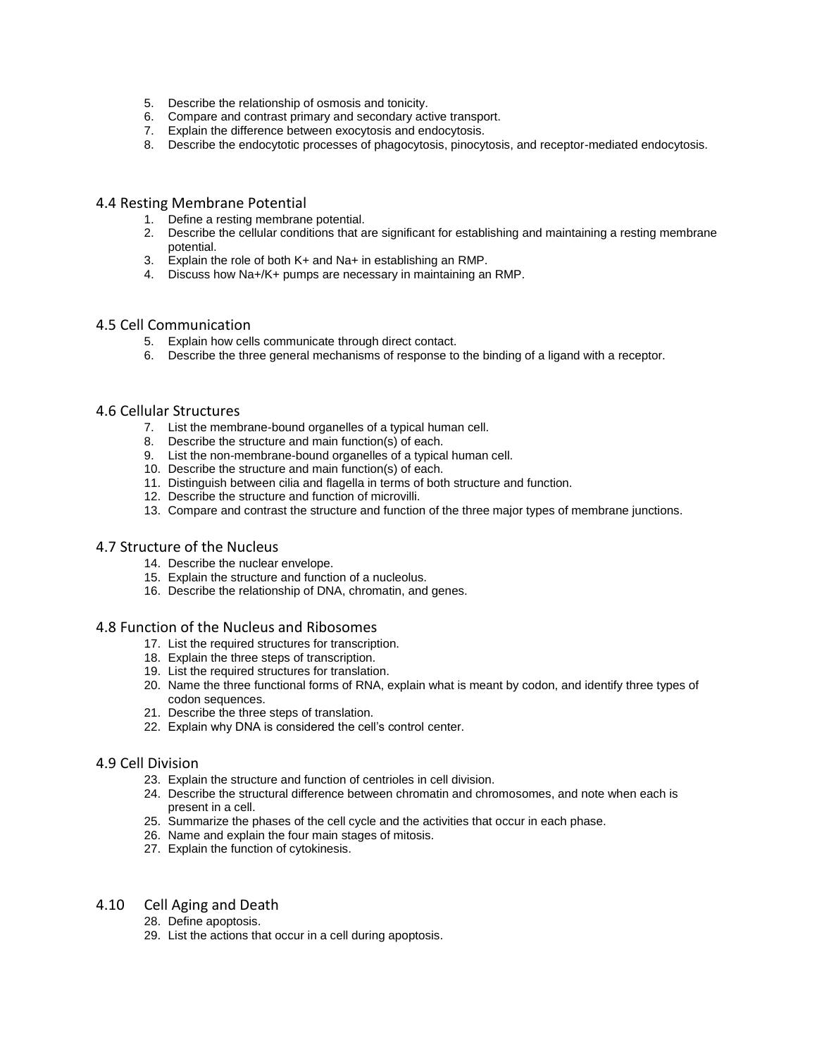5. Describe the relationship of osmosis and tonicity.
6. Compare and contrast primary and secondary active transport.
7. Explain the difference between exocytosis and endocytosis.
8. Describe the endocytotic processes of phagocytosis, pinocytosis, and receptor-mediated endocytosis.

## 4.4 Resting Membrane Potential

1. Define a resting membrane potential.
2. Describe the cellular conditions that are significant for establishing and maintaining a resting membrane potential.
3. Explain the role of both $K^+$ and $Na^+$ in establishing an RMP.
4. Discuss how $Na^+/K^+$ pumps are necessary in maintaining an RMP.

## 4.5 Cell Communication

5. Explain how cells communicate through direct contact.
6. Describe the three general mechanisms of response to the binding of a ligand with a receptor.

## 4.6 Cellular Structures

7. List the membrane-bound organelles of a typical human cell.
8. Describe the structure and main function(s) of each.
9. List the non-membrane-bound organelles of a typical human cell.
10. Describe the structure and main function(s) of each.
11. Distinguish between cilia and flagella in terms of both structure and function.
12. Describe the structure and function of microvilli.
13. Compare and contrast the structure and function of the three major types of membrane junctions.

## 4.7 Structure of the Nucleus

14. Describe the nuclear envelope.
15. Explain the structure and function of a nucleolus.
16. Describe the relationship of DNA, chromatin, and genes.

## 4.8 Function of the Nucleus and Ribosomes

17. List the required structures for transcription.
18. Explain the three steps of transcription.
19. List the required structures for translation.
20. Name the three functional forms of RNA, explain what is meant by codon, and identify three types of codon sequences.
21. Describe the three steps of translation.
22. Explain why DNA is considered the cell's control center.

## 4.9 Cell Division

23. Explain the structure and function of centrioles in cell division.
24. Describe the structural difference between chromatin and chromosomes, and note when each is present in a cell.
25. Summarize the phases of the cell cycle and the activities that occur in each phase.
26. Name and explain the four main stages of mitosis.
27. Explain the function of cytokinesis.

## 4.10 Cell Aging and Death

28. Define apoptosis.
29. List the actions that occur in a cell during apoptosis.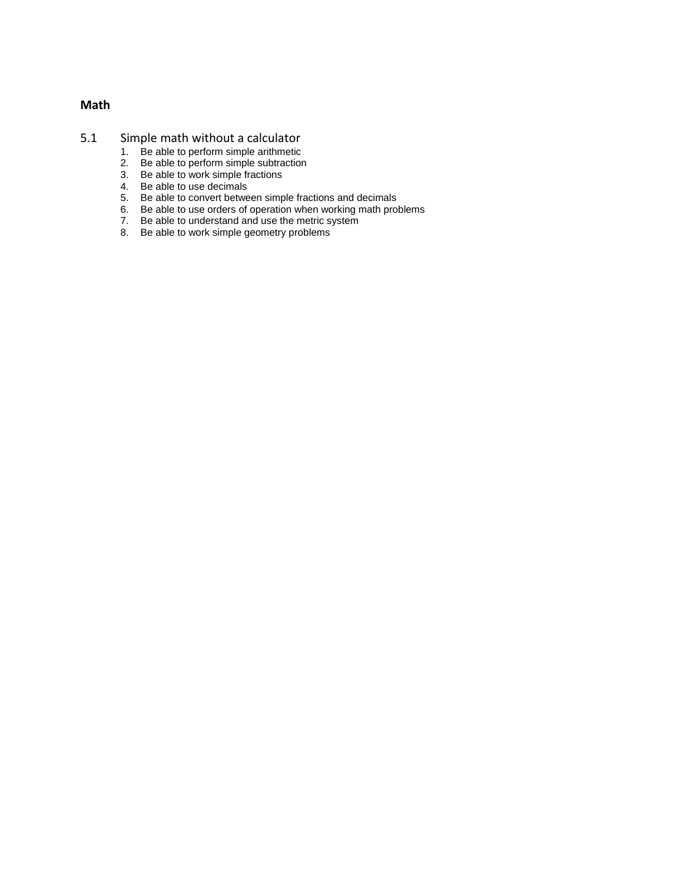**Math**

## 5.1 Simple math without a calculator

1. Be able to perform simple arithmetic
2. Be able to perform simple subtraction
3. Be able to work simple fractions
4. Be able to use decimals
5. Be able to convert between simple fractions and decimals
6. Be able to use orders of operation when working math problems
7. Be able to understand and use the metric system
8. Be able to work simple geometry problems